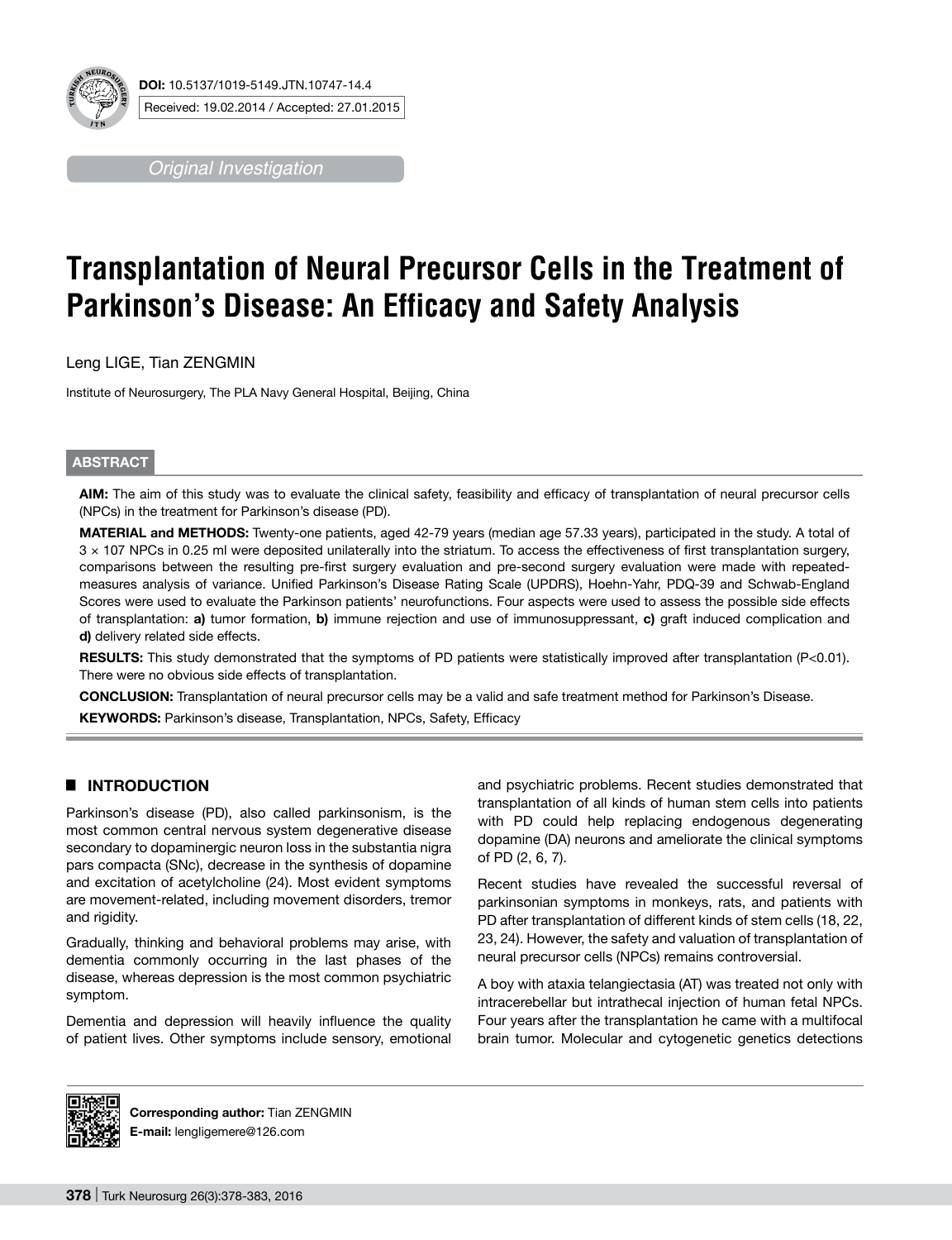**DOI:** 10.5137/1019-5149.JTN.10747-14.4

Received: 19.02.2014 / Accepted: 27.01.2015

*Original Investigation*

# Transplantation of Neural Precursor Cells in the Treatment of Parkinson's Disease: An Efficacy and Safety Analysis

Leng LIGE, Tian ZENGMIN

Institute of Neurosurgery, The PLA Navy General Hospital, Beijing, China

## ABSTRACT

**AIM:** The aim of this study was to evaluate the clinical safety, feasibility and efficacy of transplantation of neural precursor cells (NPCs) in the treatment for Parkinson's disease (PD).

**MATERIAL and METHODS:** Twenty-one patients, aged 42-79 years (median age 57.33 years), participated in the study. A total of 3 × 107 NPCs in 0.25 ml were deposited unilaterally into the striatum. To access the effectiveness of first transplantation surgery, comparisons between the resulting pre-first surgery evaluation and pre-second surgery evaluation were made with repeated-measures analysis of variance. Unified Parkinson's Disease Rating Scale (UPDRS), Hoehn-Yahr, PDQ-39 and Schwab-England Scores were used to evaluate the Parkinson patients' neurofunctions. Four aspects were used to assess the possible side effects of transplantation: **a)** tumor formation, **b)** immune rejection and use of immunosuppressant, **c)** graft induced complication and **d)** delivery related side effects.

**RESULTS:** This study demonstrated that the symptoms of PD patients were statistically improved after transplantation ($P<0.01$). There were no obvious side effects of transplantation.

**CONCLUSION:** Transplantation of neural precursor cells may be a valid and safe treatment method for Parkinson's Disease.

**KEYWORDS:** Parkinson's disease, Transplantation, NPCs, Safety, Efficacy

## INTRODUCTION

Parkinson's disease (PD), also called parkinsonism, is the most common central nervous system degenerative disease secondary to dopaminergic neuron loss in the substantia nigra pars compacta (SNc), decrease in the synthesis of dopamine and excitation of acetylcholine (24). Most evident symptoms are movement-related, including movement disorders, tremor and rigidity.

Gradually, thinking and behavioral problems may arise, with dementia commonly occurring in the last phases of the disease, whereas depression is the most common psychiatric symptom.

Dementia and depression will heavily influence the quality of patient lives. Other symptoms include sensory, emotional and psychiatric problems. Recent studies demonstrated that transplantation of all kinds of human stem cells into patients with PD could help replacing endogenous degenerating dopamine (DA) neurons and ameliorate the clinical symptoms of PD (2, 6, 7).

Recent studies have revealed the successful reversal of parkinsonian symptoms in monkeys, rats, and patients with PD after transplantation of different kinds of stem cells (18, 22, 23, 24). However, the safety and valuation of transplantation of neural precursor cells (NPCs) remains controversial.

A boy with ataxia telangiectasia (AT) was treated not only with intracerebellar but intrathecal injection of human fetal NPCs. Four years after the transplantation he came with a multifocal brain tumor. Molecular and cytogenetic genetics detections

**Corresponding author:** Tian ZENGMIN
**E-mail:** lengligemere@126.com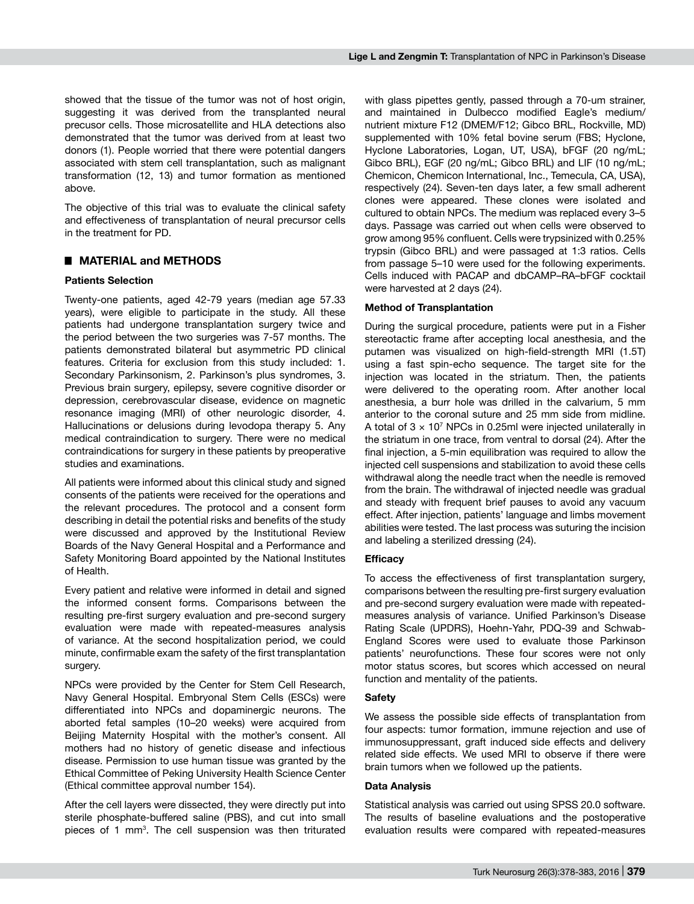showed that the tissue of the tumor was not of host origin, suggesting it was derived from the transplanted neural precusor cells. Those microsatellite and HLA detections also demonstrated that the tumor was derived from at least two donors (1). People worried that there were potential dangers associated with stem cell transplantation, such as malignant transformation (12, 13) and tumor formation as mentioned above.

The objective of this trial was to evaluate the clinical safety and effectiveness of transplantation of neural precursor cells in the treatment for PD.

## MATERIAL and METHODS

### Patients Selection

Twenty-one patients, aged 42-79 years (median age 57.33 years), were eligible to participate in the study. All these patients had undergone transplantation surgery twice and the period between the two surgeries was 7-57 months. The patients demonstrated bilateral but asymmetric PD clinical features. Criteria for exclusion from this study included: 1. Secondary Parkinsonism, 2. Parkinson's plus syndromes, 3. Previous brain surgery, epilepsy, severe cognitive disorder or depression, cerebrovascular disease, evidence on magnetic resonance imaging (MRI) of other neurologic disorder, 4. Hallucinations or delusions during levodopa therapy 5. Any medical contraindication to surgery. There were no medical contraindications for surgery in these patients by preoperative studies and examinations.

All patients were informed about this clinical study and signed consents of the patients were received for the operations and the relevant procedures. The protocol and a consent form describing in detail the potential risks and benefits of the study were discussed and approved by the Institutional Review Boards of the Navy General Hospital and a Performance and Safety Monitoring Board appointed by the National Institutes of Health.

Every patient and relative were informed in detail and signed the informed consent forms. Comparisons between the resulting pre-first surgery evaluation and pre-second surgery evaluation were made with repeated-measures analysis of variance. At the second hospitalization period, we could minute, confirmable exam the safety of the first transplantation surgery.

NPCs were provided by the Center for Stem Cell Research, Navy General Hospital. Embryonal Stem Cells (ESCs) were differentiated into NPCs and dopaminergic neurons. The aborted fetal samples (10–20 weeks) were acquired from Beijing Maternity Hospital with the mother's consent. All mothers had no history of genetic disease and infectious disease. Permission to use human tissue was granted by the Ethical Committee of Peking University Health Science Center (Ethical committee approval number 154).

After the cell layers were dissected, they were directly put into sterile phosphate-buffered saline (PBS), and cut into small pieces of 1 $mm^3$. The cell suspension was then triturated with glass pipettes gently, passed through a 70-um strainer, and maintained in Dulbecco modified Eagle's medium/ nutrient mixture F12 (DMEM/F12; Gibco BRL, Rockville, MD) supplemented with 10% fetal bovine serum (FBS; Hyclone, Hyclone Laboratories, Logan, UT, USA), bFGF (20 ng/mL; Gibco BRL), EGF (20 ng/mL; Gibco BRL) and LIF (10 ng/mL; Chemicon, Chemicon International, Inc., Temecula, CA, USA), respectively (24). Seven-ten days later, a few small adherent clones were appeared. These clones were isolated and cultured to obtain NPCs. The medium was replaced every 3–5 days. Passage was carried out when cells were observed to grow among 95% confluent. Cells were trypsinized with 0.25% trypsin (Gibco BRL) and were passaged at 1:3 ratios. Cells from passage 5–10 were used for the following experiments. Cells induced with PACAP and dbCAMP–RA–bFGF cocktail were harvested at 2 days (24).

### Method of Transplantation

During the surgical procedure, patients were put in a Fisher stereotactic frame after accepting local anesthesia, and the putamen was visualized on high-field-strength MRI (1.5T) using a fast spin-echo sequence. The target site for the injection was located in the striatum. Then, the patients were delivered to the operating room. After another local anesthesia, a burr hole was drilled in the calvarium, 5 mm anterior to the coronal suture and 25 mm side from midline. A total of $3 \times 10^7$ NPCs in 0.25ml were injected unilaterally in the striatum in one trace, from ventral to dorsal (24). After the final injection, a 5-min equilibration was required to allow the injected cell suspensions and stabilization to avoid these cells withdrawal along the needle tract when the needle is removed from the brain. The withdrawal of injected needle was gradual and steady with frequent brief pauses to avoid any vacuum effect. After injection, patients' language and limbs movement abilities were tested. The last process was suturing the incision and labeling a sterilized dressing (24).

### Efficacy

To access the effectiveness of first transplantation surgery, comparisons between the resulting pre-first surgery evaluation and pre-second surgery evaluation were made with repeated-measures analysis of variance. Unified Parkinson's Disease Rating Scale (UPDRS), Hoehn-Yahr, PDQ-39 and Schwab-England Scores were used to evaluate those Parkinson patients' neurofunctions. These four scores were not only motor status scores, but scores which accessed on neural function and mentality of the patients.

### Safety

We assess the possible side effects of transplantation from four aspects: tumor formation, immune rejection and use of immunosuppressant, graft induced side effects and delivery related side effects. We used MRI to observe if there were brain tumors when we followed up the patients.

### Data Analysis

Statistical analysis was carried out using SPSS 20.0 software. The results of baseline evaluations and the postoperative evaluation results were compared with repeated-measures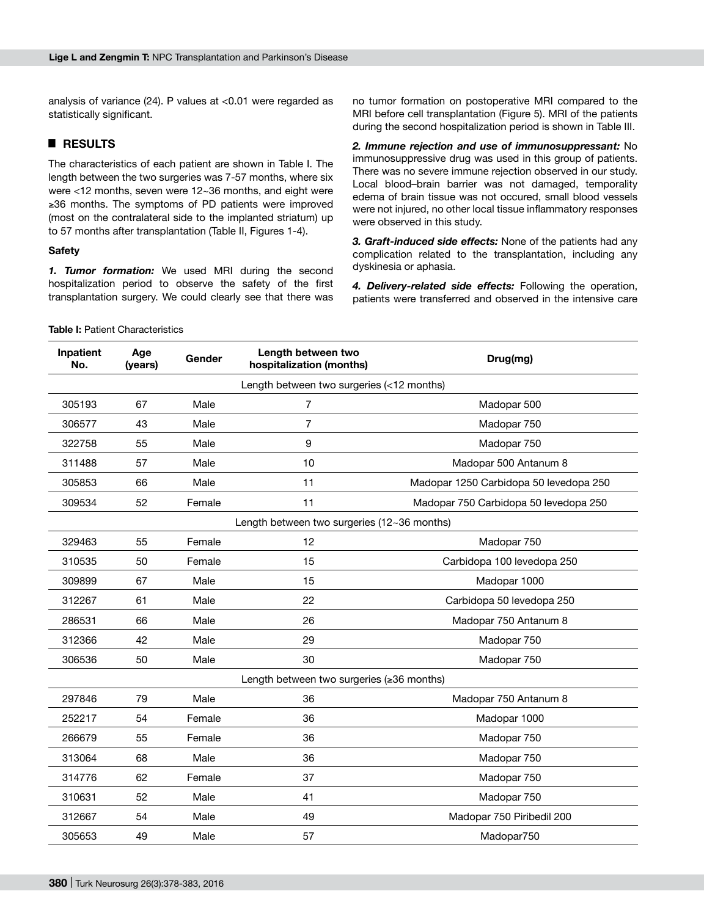analysis of variance (24). P values at <0.01 were regarded as statistically significant.

## RESULTS

The characteristics of each patient are shown in Table I. The length between the two surgeries was 7-57 months, where six were <12 months, seven were 12~36 months, and eight were ≥36 months. The symptoms of PD patients were improved (most on the contralateral side to the implanted striatum) up to 57 months after transplantation (Table II, Figures 1-4).

### Safety

***1. Tumor formation:*** We used MRI during the second hospitalization period to observe the safety of the first transplantation surgery. We could clearly see that there was no tumor formation on postoperative MRI compared to the MRI before cell transplantation (Figure 5). MRI of the patients during the second hospitalization period is shown in Table III.

***2. Immune rejection and use of immunosuppressant:*** No immunosuppressive drug was used in this group of patients. There was no severe immune rejection observed in our study. Local blood–brain barrier was not damaged, temporality edema of brain tissue was not occured, small blood vessels were not injured, no other local tissue inflammatory responses were observed in this study.

***3. Graft-induced side effects:*** None of the patients had any complication related to the transplantation, including any dyskinesia or aphasia.

***4. Delivery-related side effects:*** Following the operation, patients were transferred and observed in the intensive care

**Table I:** Patient Characteristics

| Inpatient No. | Age (years) | Gender | Length between two hospitalization (months) | Drug(mg) |
|---|---|---|---|---|
| Length between two surgeries (<12 months) | | | | |
| 305193 | 67 | Male | 7 | Madopar 500 |
| 306577 | 43 | Male | 7 | Madopar 750 |
| 322758 | 55 | Male | 9 | Madopar 750 |
| 311488 | 57 | Male | 10 | Madopar 500 Antanum 8 |
| 305853 | 66 | Male | 11 | Madopar 1250 Carbidopa 50 levedopa 250 |
| 309534 | 52 | Female | 11 | Madopar 750 Carbidopa 50 levedopa 250 |
| Length between two surgeries (12~36 months) | | | | |
| 329463 | 55 | Female | 12 | Madopar 750 |
| 310535 | 50 | Female | 15 | Carbidopa 100 levedopa 250 |
| 309899 | 67 | Male | 15 | Madopar 1000 |
| 312267 | 61 | Male | 22 | Carbidopa 50 levedopa 250 |
| 286531 | 66 | Male | 26 | Madopar 750 Antanum 8 |
| 312366 | 42 | Male | 29 | Madopar 750 |
| 306536 | 50 | Male | 30 | Madopar 750 |
| Length between two surgeries (≥36 months) | | | | |
| 297846 | 79 | Male | 36 | Madopar 750 Antanum 8 |
| 252217 | 54 | Female | 36 | Madopar 1000 |
| 266679 | 55 | Female | 36 | Madopar 750 |
| 313064 | 68 | Male | 36 | Madopar 750 |
| 314776 | 62 | Female | 37 | Madopar 750 |
| 310631 | 52 | Male | 41 | Madopar 750 |
| 312667 | 54 | Male | 49 | Madopar 750 Piribedil 200 |
| 305653 | 49 | Male | 57 | Madopar750 |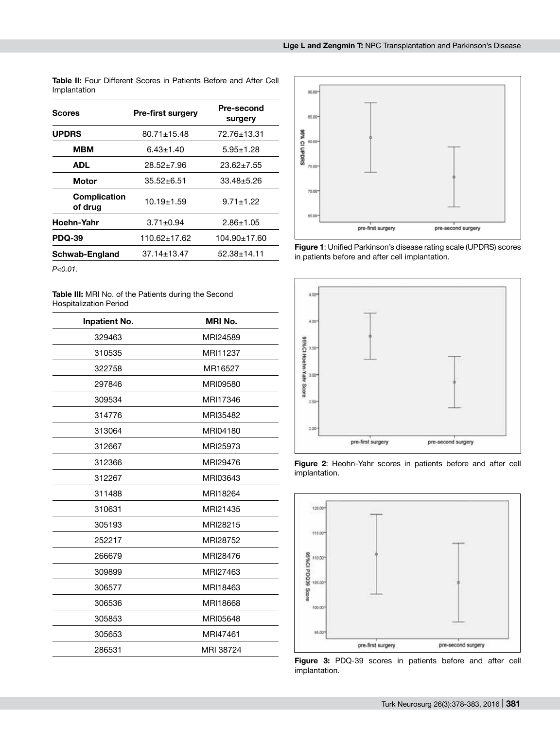**Table II:** Four Different Scores in Patients Before and After Cell Implantation

| Scores | Pre-first surgery | Pre-second surgery |
| --- | --- | --- |
| **UPDRS** | 80.71±15.48 | 72.76±13.31 |
| **MBM** | 6.43±1.40 | 5.95±1.28 |
| **ADL** | 28.52±7.96 | 23.62±7.55 |
| **Motor** | 35.52±6.51 | 33.48±5.26 |
| **Complication of drug** | 10.19±1.59 | 9.71±1.22 |
| **Hoehn-Yahr** | 3.71±0.94 | 2.86±1.05 |
| **PDQ-39** | 110.62±17.62 | 104.90±17.60 |
| **Schwab-England** | 37.14±13.47 | 52.38±14.11 |

*P<0.01.*

**Table III:** MRI No. of the Patients during the Second Hospitalization Period

| Inpatient No. | MRI No. |
| --- | --- |
| 329463 | MRI24589 |
| 310535 | MRI11237 |
| 322758 | MR16527 |
| 297846 | MRI09580 |
| 309534 | MRI17346 |
| 314776 | MRI35482 |
| 313064 | MRI04180 |
| 312667 | MRI25973 |
| 312366 | MRI29476 |
| 312267 | MRI03643 |
| 311488 | MRI18264 |
| 310631 | MRI21435 |
| 305193 | MRI28215 |
| 252217 | MRI28752 |
| 266679 | MRI28476 |
| 309899 | MRI27463 |
| 306577 | MRI18463 |
| 306536 | MRI18668 |
| 305853 | MRI05648 |
| 305653 | MRI47461 |
| 286531 | MRI 38724 |

**Figure 1**: Unified Parkinson's disease rating scale (UPDRS) scores in patients before and after cell implantation.

**Figure 2**: Heohn-Yahr scores in patients before and after cell implantation.

**Figure 3:** PDQ-39 scores in patients before and after cell implantation.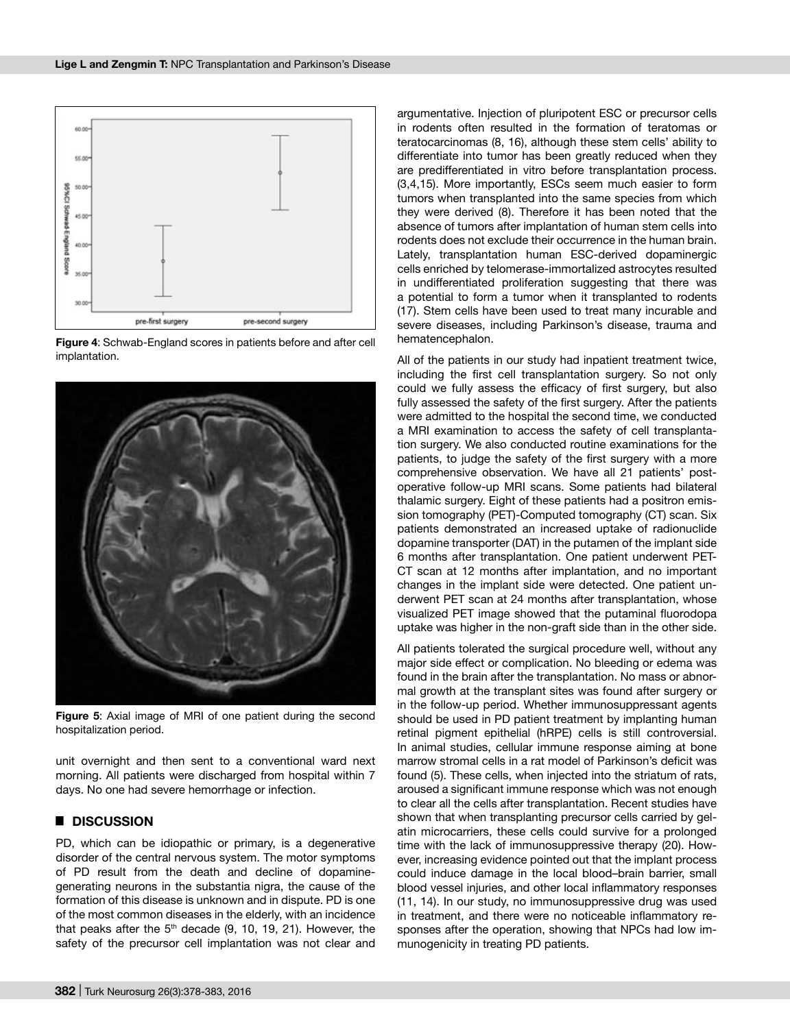Figure 4: Schwab-England scores in patients before and after cell implantation.

Figure 5: Axial image of MRI of one patient during the second hospitalization period.

unit overnight and then sent to a conventional ward next morning. All patients were discharged from hospital within 7 days. No one had severe hemorrhage or infection.

## DISCUSSION

PD, which can be idiopathic or primary, is a degenerative disorder of the central nervous system. The motor symptoms of PD result from the death and decline of dopamine-generating neurons in the substantia nigra, the cause of the formation of this disease is unknown and in dispute. PD is one of the most common diseases in the elderly, with an incidence that peaks after the 5th decade (9, 10, 19, 21). However, the safety of the precursor cell implantation was not clear and argumentative. Injection of pluripotent ESC or precursor cells in rodents often resulted in the formation of teratomas or teratocarcinomas (8, 16), although these stem cells' ability to differentiate into tumor has been greatly reduced when they are predifferentiated in vitro before transplantation process. (3,4,15). More importantly, ESCs seem much easier to form tumors when transplanted into the same species from which they were derived (8). Therefore it has been noted that the absence of tumors after implantation of human stem cells into rodents does not exclude their occurrence in the human brain. Lately, transplantation human ESC-derived dopaminergic cells enriched by telomerase-immortalized astrocytes resulted in undifferentiated proliferation suggesting that there was a potential to form a tumor when it transplanted to rodents (17). Stem cells have been used to treat many incurable and severe diseases, including Parkinson's disease, trauma and hematencephalon.

All of the patients in our study had inpatient treatment twice, including the first cell transplantation surgery. So not only could we fully assess the efficacy of first surgery, but also fully assessed the safety of the first surgery. After the patients were admitted to the hospital the second time, we conducted a MRI examination to access the safety of cell transplantation surgery. We also conducted routine examinations for the patients, to judge the safety of the first surgery with a more comprehensive observation. We have all 21 patients' post-operative follow-up MRI scans. Some patients had bilateral thalamic surgery. Eight of these patients had a positron emission tomography (PET)-Computed tomography (CT) scan. Six patients demonstrated an increased uptake of radionuclide dopamine transporter (DAT) in the putamen of the implant side 6 months after transplantation. One patient underwent PET-CT scan at 12 months after implantation, and no important changes in the implant side were detected. One patient underwent PET scan at 24 months after transplantation, whose visualized PET image showed that the putaminal fluorodopa uptake was higher in the non-graft side than in the other side.

All patients tolerated the surgical procedure well, without any major side effect or complication. No bleeding or edema was found in the brain after the transplantation. No mass or abnormal growth at the transplant sites was found after surgery or in the follow-up period. Whether immunosuppressant agents should be used in PD patient treatment by implanting human retinal pigment epithelial (hRPE) cells is still controversial. In animal studies, cellular immune response aiming at bone marrow stromal cells in a rat model of Parkinson's deficit was found (5). These cells, when injected into the striatum of rats, aroused a significant immune response which was not enough to clear all the cells after transplantation. Recent studies have shown that when transplanting precursor cells carried by gelatin microcarriers, these cells could survive for a prolonged time with the lack of immunosuppressive therapy (20). However, increasing evidence pointed out that the implant process could induce damage in the local blood–brain barrier, small blood vessel injuries, and other local inflammatory responses (11, 14). In our study, no immunosuppressive drug was used in treatment, and there were no noticeable inflammatory responses after the operation, showing that NPCs had low immunogenicity in treating PD patients.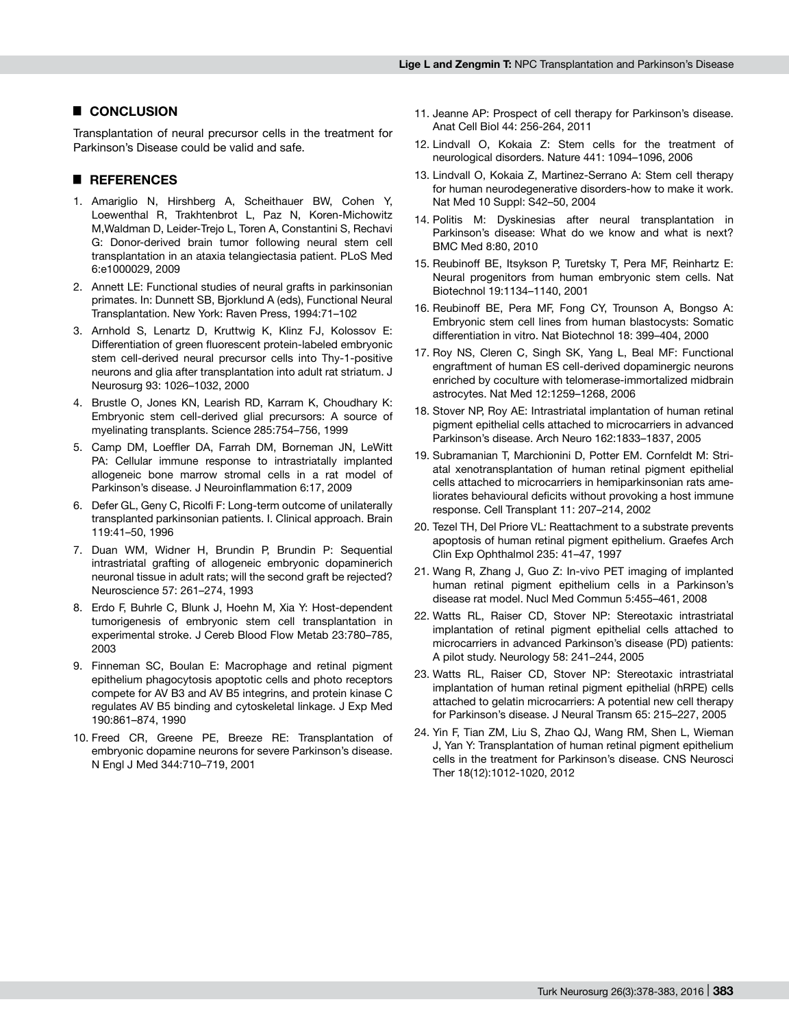## CONCLUSION

Transplantation of neural precursor cells in the treatment for Parkinson's Disease could be valid and safe.

## REFERENCES

1. Amariglio N, Hirshberg A, Scheithauer BW, Cohen Y, Loewenthal R, Trakhtenbrot L, Paz N, Koren-Michowitz M,Waldman D, Leider-Trejo L, Toren A, Constantini S, Rechavi G: Donor-derived brain tumor following neural stem cell transplantation in an ataxia telangiectasia patient. PLoS Med 6:e1000029, 2009
2. Annett LE: Functional studies of neural grafts in parkinsonian primates. In: Dunnett SB, Bjorklund A (eds), Functional Neural Transplantation. New York: Raven Press, 1994:71–102
3. Arnhold S, Lenartz D, Kruttwig K, Klinz FJ, Kolossov E: Differentiation of green fluorescent protein-labeled embryonic stem cell-derived neural precursor cells into Thy-1-positive neurons and glia after transplantation into adult rat striatum. J Neurosurg 93: 1026–1032, 2000
4. Brustle O, Jones KN, Learish RD, Karram K, Choudhary K: Embryonic stem cell-derived glial precursors: A source of myelinating transplants. Science 285:754–756, 1999
5. Camp DM, Loeffler DA, Farrah DM, Borneman JN, LeWitt PA: Cellular immune response to intrastriatally implanted allogeneic bone marrow stromal cells in a rat model of Parkinson's disease. J Neuroinflammation 6:17, 2009
6. Defer GL, Geny C, Ricolfi F: Long-term outcome of unilaterally transplanted parkinsonian patients. I. Clinical approach. Brain 119:41–50, 1996
7. Duan WM, Widner H, Brundin P, Brundin P: Sequential intrastriatal grafting of allogeneic embryonic dopaminerich neuronal tissue in adult rats; will the second graft be rejected? Neuroscience 57: 261–274, 1993
8. Erdo F, Buhrle C, Blunk J, Hoehn M, Xia Y: Host-dependent tumorigenesis of embryonic stem cell transplantation in experimental stroke. J Cereb Blood Flow Metab 23:780–785, 2003
9. Finneman SC, Boulan E: Macrophage and retinal pigment epithelium phagocytosis apoptotic cells and photo receptors compete for AV B3 and AV B5 integrins, and protein kinase C regulates AV B5 binding and cytoskeletal linkage. J Exp Med 190:861–874, 1990
10. Freed CR, Greene PE, Breeze RE: Transplantation of embryonic dopamine neurons for severe Parkinson's disease. N Engl J Med 344:710–719, 2001
11. Jeanne AP: Prospect of cell therapy for Parkinson's disease. Anat Cell Biol 44: 256-264, 2011
12. Lindvall O, Kokaia Z: Stem cells for the treatment of neurological disorders. Nature 441: 1094–1096, 2006
13. Lindvall O, Kokaia Z, Martinez-Serrano A: Stem cell therapy for human neurodegenerative disorders-how to make it work. Nat Med 10 Suppl: S42–50, 2004
14. Politis M: Dyskinesias after neural transplantation in Parkinson's disease: What do we know and what is next? BMC Med 8:80, 2010
15. Reubinoff BE, Itsykson P, Turetsky T, Pera MF, Reinhartz E: Neural progenitors from human embryonic stem cells. Nat Biotechnol 19:1134–1140, 2001
16. Reubinoff BE, Pera MF, Fong CY, Trounson A, Bongso A: Embryonic stem cell lines from human blastocysts: Somatic differentiation in vitro. Nat Biotechnol 18: 399–404, 2000
17. Roy NS, Cleren C, Singh SK, Yang L, Beal MF: Functional engraftment of human ES cell-derived dopaminergic neurons enriched by coculture with telomerase-immortalized midbrain astrocytes. Nat Med 12:1259–1268, 2006
18. Stover NP, Roy AE: Intrastriatal implantation of human retinal pigment epithelial cells attached to microcarriers in advanced Parkinson's disease. Arch Neuro 162:1833–1837, 2005
19. Subramanian T, Marchionini D, Potter EM. Cornfeldt M: Striatal xenotransplantation of human retinal pigment epithelial cells attached to microcarriers in hemiparkinsonian rats ameliorates behavioural deficits without provoking a host immune response. Cell Transplant 11: 207–214, 2002
20. Tezel TH, Del Priore VL: Reattachment to a substrate prevents apoptosis of human retinal pigment epithelium. Graefes Arch Clin Exp Ophthalmol 235: 41–47, 1997
21. Wang R, Zhang J, Guo Z: In-vivo PET imaging of implanted human retinal pigment epithelium cells in a Parkinson's disease rat model. Nucl Med Commun 5:455–461, 2008
22. Watts RL, Raiser CD, Stover NP: Stereotaxic intrastriatal implantation of retinal pigment epithelial cells attached to microcarriers in advanced Parkinson's disease (PD) patients: A pilot study. Neurology 58: 241–244, 2005
23. Watts RL, Raiser CD, Stover NP: Stereotaxic intrastriatal implantation of human retinal pigment epithelial (hRPE) cells attached to gelatin microcarriers: A potential new cell therapy for Parkinson's disease. J Neural Transm 65: 215–227, 2005
24. Yin F, Tian ZM, Liu S, Zhao QJ, Wang RM, Shen L, Wieman J, Yan Y: Transplantation of human retinal pigment epithelium cells in the treatment for Parkinson's disease. CNS Neurosci Ther 18(12):1012-1020, 2012